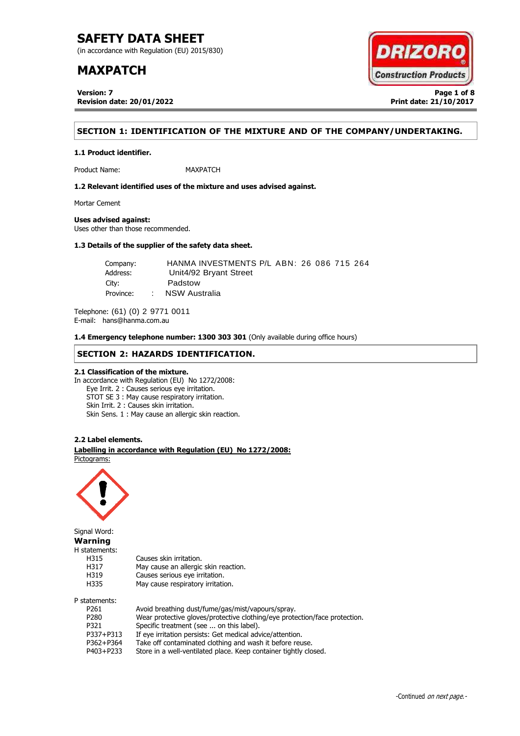# SAFETY DATA SHEET

(in accordance with Regulation (EU) 2015/830)

# MAXPATCH

**Version: 7**
**Revision date: 20/01/2022**

**Print date: 21/10/2017**

## SECTION 1: IDENTIFICATION OF THE MIXTURE AND OF THE COMPANY/UNDERTAKING.

### 1.1 Product identifier.

Product Name: MAXPATCH

### 1.2 Relevant identified uses of the mixture and uses advised against.

Mortar Cement

**Uses advised against:**
Uses other than those recommended.

### 1.3 Details of the supplier of the safety data sheet.

Company: HANMA INVESTMENTS P/L ABN: 26 086 715 264
Address: Unit4/92 Bryant Street
City: Padstow
Province: NSW Australia

Telephone: (61) (0) 2 9771 0011
E-mail: hans@hanma.com.au

**1.4 Emergency telephone number: 1300 303 301** (Only available during office hours)

## SECTION 2: HAZARDS IDENTIFICATION.

### 2.1 Classification of the mixture.

In accordance with Regulation (EU) No 1272/2008:

- Eye Irrit. 2 : Causes serious eye irritation.
- STOT SE 3 : May cause respiratory irritation.
- Skin Irrit. 2 : Causes skin irritation.
- Skin Sens. 1 : May cause an allergic skin reaction.

### 2.2 Label elements.

**Labelling in accordance with Regulation (EU) No 1272/2008:**

Pictograms:

Signal Word:
**Warning**

H statements:

| | |
|---|---|
| H315 | Causes skin irritation. |
| H317 | May cause an allergic skin reaction. |
| H319 | Causes serious eye irritation. |
| H335 | May cause respiratory irritation. |

P statements:

| | |
|---|---|
| P261 | Avoid breathing dust/fume/gas/mist/vapours/spray. |
| P280 | Wear protective gloves/protective clothing/eye protection/face protection. |
| P321 | Specific treatment (see ... on this label). |
| P337+P313 | If eye irritation persists: Get medical advice/attention. |
| P362+P364 | Take off contaminated clothing and wash it before reuse. |
| P403+P233 | Store in a well-ventilated place. Keep container tightly closed. |

-Continued *on next page.*-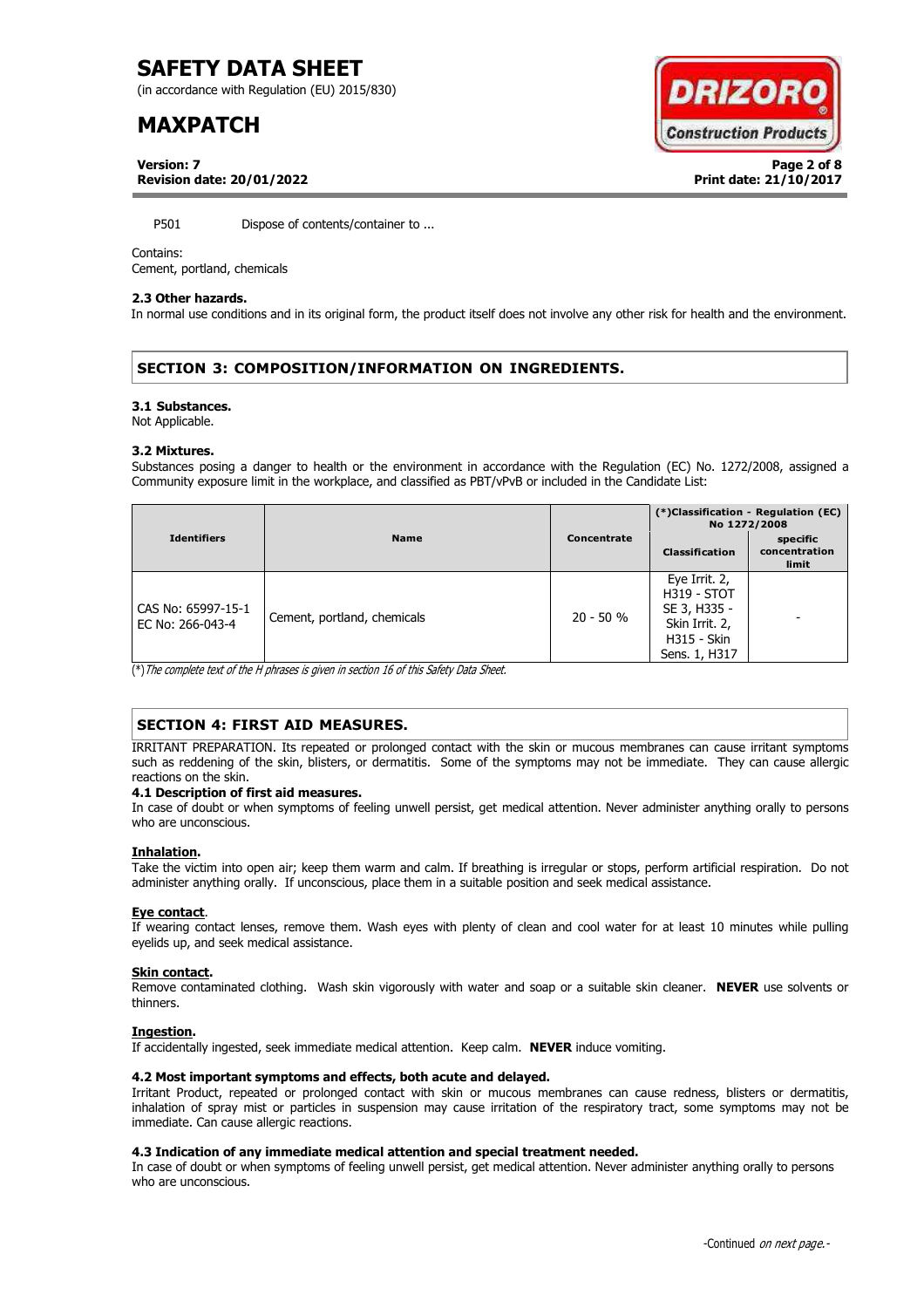P501 Dispose of contents/container to ...

Contains:
Cement, portland, chemicals

**2.3 Other hazards.**
In normal use conditions and in its original form, the product itself does not involve any other risk for health and the environment.

## SECTION 3: COMPOSITION/INFORMATION ON INGREDIENTS.

**3.1 Substances.**
Not Applicable.

**3.2 Mixtures.**
Substances posing a danger to health or the environment in accordance with the Regulation (EC) No. 1272/2008, assigned a Community exposure limit in the workplace, and classified as PBT/vPvB or included in the Candidate List:

| Identifiers | Name | Concentrate | (*)Classification - Regulation (EC) No 1272/2008 | |
|---|---|---|---|---|
| | | | Classification | specific concentration limit |
| CAS No: 65997-15-1 EC No: 266-043-4 | Cement, portland, chemicals | 20 - 50 % | Eye Irrit. 2, H319 - STOT SE 3, H335 - Skin Irrit. 2, H315 - Skin Sens. 1, H317 | - |

(*) *The complete text of the H phrases is given in section 16 of this Safety Data Sheet.*

## SECTION 4: FIRST AID MEASURES.

IRRITANT PREPARATION. Its repeated or prolonged contact with the skin or mucous membranes can cause irritant symptoms such as reddening of the skin, blisters, or dermatitis. Some of the symptoms may not be immediate. They can cause allergic reactions on the skin.

**4.1 Description of first aid measures.**
In case of doubt or when symptoms of feeling unwell persist, get medical attention. Never administer anything orally to persons who are unconscious.

**Inhalation.**
Take the victim into open air; keep them warm and calm. If breathing is irregular or stops, perform artificial respiration. Do not administer anything orally. If unconscious, place them in a suitable position and seek medical assistance.

**Eye contact.**
If wearing contact lenses, remove them. Wash eyes with plenty of clean and cool water for at least 10 minutes while pulling eyelids up, and seek medical assistance.

**Skin contact.**
Remove contaminated clothing. Wash skin vigorously with water and soap or a suitable skin cleaner. **NEVER** use solvents or thinners.

**Ingestion.**
If accidentally ingested, seek immediate medical attention. Keep calm. **NEVER** induce vomiting.

**4.2 Most important symptoms and effects, both acute and delayed.**
Irritant Product, repeated or prolonged contact with skin or mucous membranes can cause redness, blisters or dermatitis, inhalation of spray mist or particles in suspension may cause irritation of the respiratory tract, some symptoms may not be immediate. Can cause allergic reactions.

**4.3 Indication of any immediate medical attention and special treatment needed.**
In case of doubt or when symptoms of feeling unwell persist, get medical attention. Never administer anything orally to persons who are unconscious.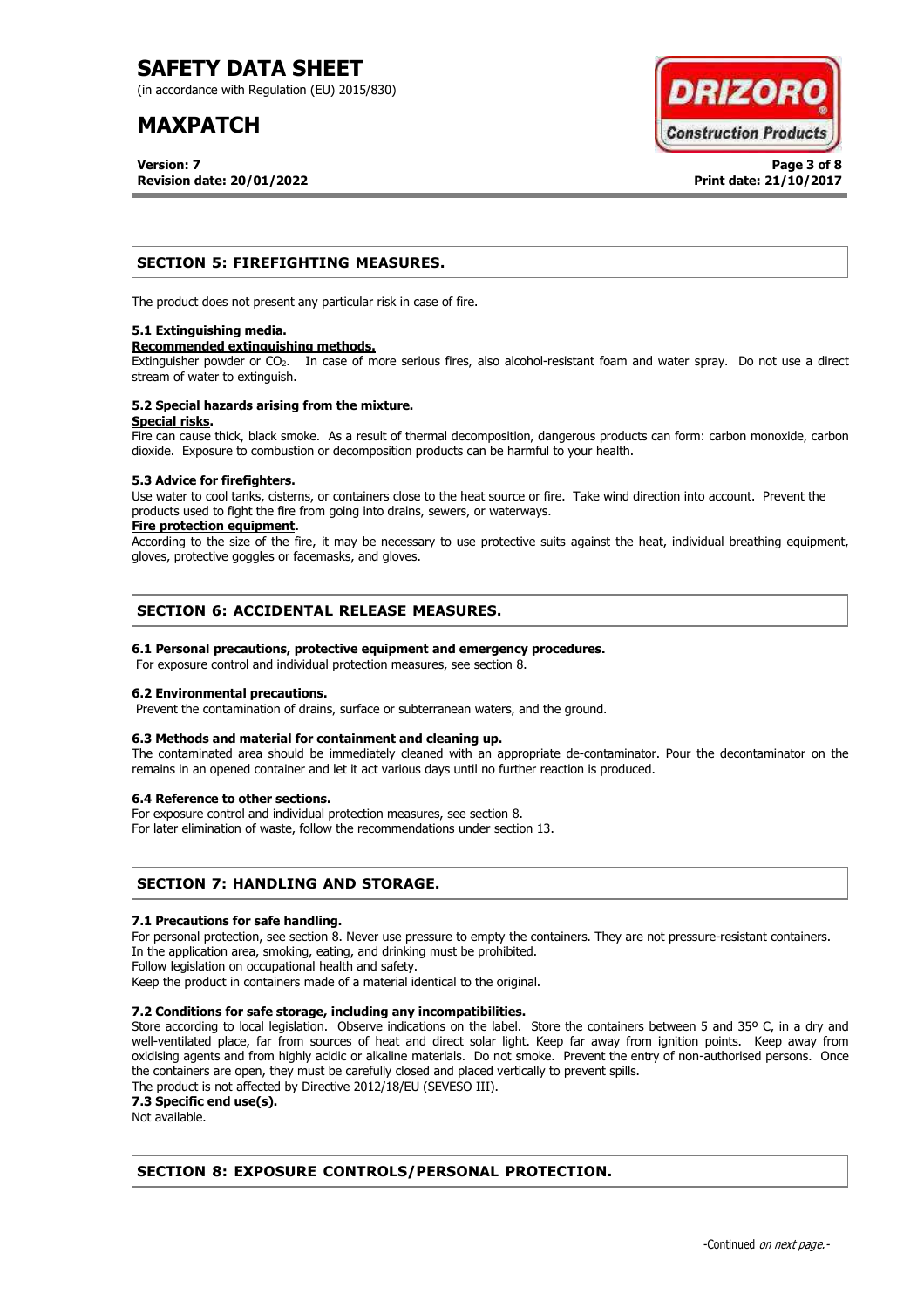## SECTION 5: FIREFIGHTING MEASURES.

The product does not present any particular risk in case of fire.

### 5.1 Extinguishing media.

**Recommended extinguishing methods.**

Extinguisher powder or $CO_2$. In case of more serious fires, also alcohol-resistant foam and water spray. Do not use a direct stream of water to extinguish.

### 5.2 Special hazards arising from the mixture.

**Special risks.**

Fire can cause thick, black smoke. As a result of thermal decomposition, dangerous products can form: carbon monoxide, carbon dioxide. Exposure to combustion or decomposition products can be harmful to your health.

### 5.3 Advice for firefighters.

Use water to cool tanks, cisterns, or containers close to the heat source or fire. Take wind direction into account. Prevent the products used to fight the fire from going into drains, sewers, or waterways.

**Fire protection equipment.**

According to the size of the fire, it may be necessary to use protective suits against the heat, individual breathing equipment, gloves, protective goggles or facemasks, and gloves.

## SECTION 6: ACCIDENTAL RELEASE MEASURES.

### 6.1 Personal precautions, protective equipment and emergency procedures.

For exposure control and individual protection measures, see section 8.

### 6.2 Environmental precautions.

Prevent the contamination of drains, surface or subterranean waters, and the ground.

### 6.3 Methods and material for containment and cleaning up.

The contaminated area should be immediately cleaned with an appropriate de-contaminator. Pour the decontaminator on the remains in an opened container and let it act various days until no further reaction is produced.

### 6.4 Reference to other sections.

For exposure control and individual protection measures, see section 8.
For later elimination of waste, follow the recommendations under section 13.

## SECTION 7: HANDLING AND STORAGE.

### 7.1 Precautions for safe handling.

For personal protection, see section 8. Never use pressure to empty the containers. They are not pressure-resistant containers.
In the application area, smoking, eating, and drinking must be prohibited.
Follow legislation on occupational health and safety.
Keep the product in containers made of a material identical to the original.

### 7.2 Conditions for safe storage, including any incompatibilities.

Store according to local legislation. Observe indications on the label. Store the containers between 5 and 35º C, in a dry and well-ventilated place, far from sources of heat and direct solar light. Keep far away from ignition points. Keep away from oxidising agents and from highly acidic or alkaline materials. Do not smoke. Prevent the entry of non-authorised persons. Once the containers are open, they must be carefully closed and placed vertically to prevent spills.
The product is not affected by Directive 2012/18/EU (SEVESO III).

### 7.3 Specific end use(s).

Not available.

## SECTION 8: EXPOSURE CONTROLS/PERSONAL PROTECTION.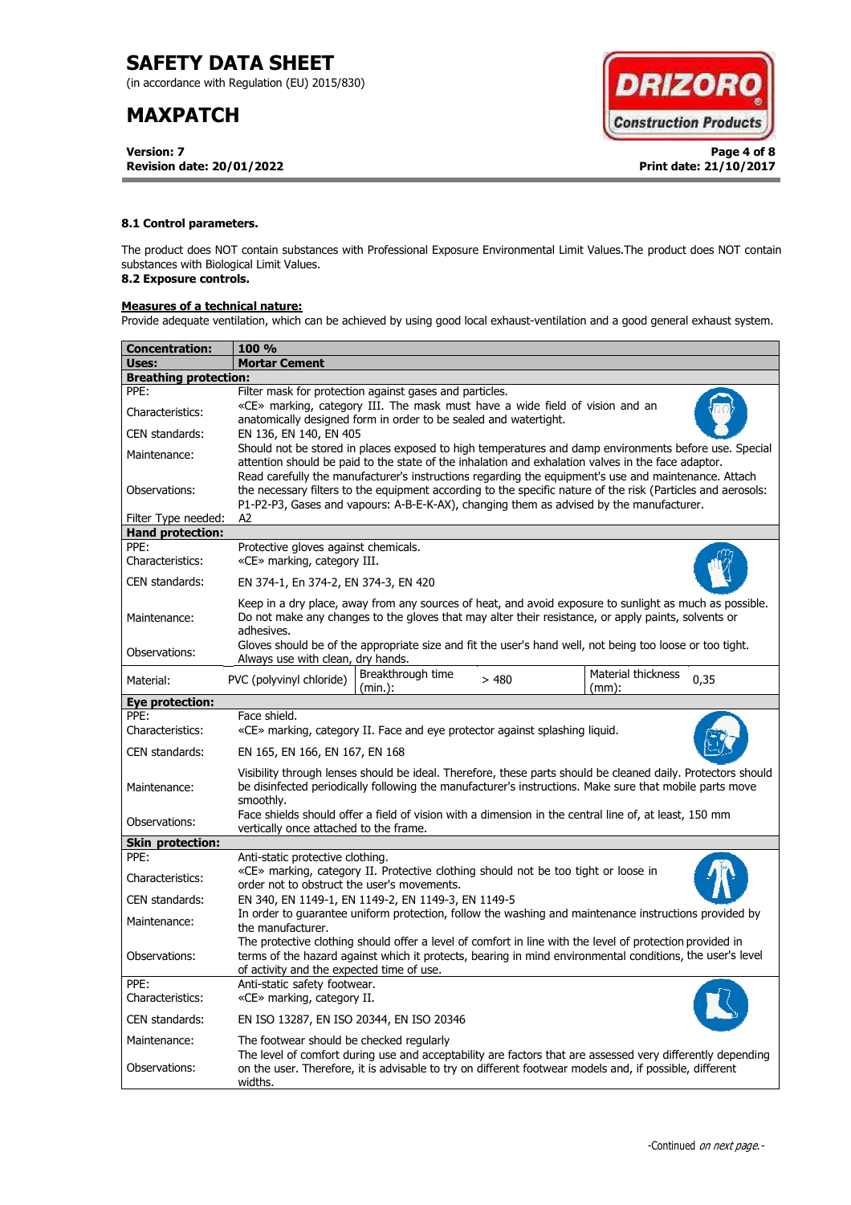**8.1 Control parameters.**

The product does NOT contain substances with Professional Exposure Environmental Limit Values.The product does NOT contain substances with Biological Limit Values.

**8.2 Exposure controls.**

**Measures of a technical nature:**

Provide adequate ventilation, which can be achieved by using good local exhaust-ventilation and a good general exhaust system.

| **Concentration:** | **100 %** | | | | |
|---|---|---|---|---|---|
| **Uses:** | **Mortar Cement** | | | | |
| **Breathing protection:** | | | | | |
| PPE: | Filter mask for protection against gases and particles. | | | | |
| Characteristics: | «CE» marking, category III. The mask must have a wide field of vision and an anatomically designed form in order to be sealed and watertight. | | | | |
| CEN standards: | EN 136, EN 140, EN 405 | | | | |
| Maintenance: | Should not be stored in places exposed to high temperatures and damp environments before use. Special attention should be paid to the state of the inhalation and exhalation valves in the face adaptor. | | | | |
| Observations: | Read carefully the manufacturer's instructions regarding the equipment's use and maintenance. Attach the necessary filters to the equipment according to the specific nature of the risk (Particles and aerosols: P1-P2-P3, Gases and vapours: A-B-E-K-AX), changing them as advised by the manufacturer. | | | | |
| Filter Type needed: | A2 | | | | |
| **Hand protection:** | | | | | |
| PPE: | Protective gloves against chemicals. | | | | |
| Characteristics: | «CE» marking, category III. | | | | |
| CEN standards: | EN 374-1, En 374-2, EN 374-3, EN 420 | | | | |
| Maintenance: | Keep in a dry place, away from any sources of heat, and avoid exposure to sunlight as much as possible. Do not make any changes to the gloves that may alter their resistance, or apply paints, solvents or adhesives. | | | | |
| Observations: | Gloves should be of the appropriate size and fit the user's hand well, not being too loose or too tight. Always use with clean, dry hands. | | | | |
| Material: | PVC (polyvinyl chloride) | Breakthrough time (min.): | > 480 | Material thickness (mm): | 0,35 |
| **Eye protection:** | | | | | |
| PPE: | Face shield. | | | | |
| Characteristics: | «CE» marking, category II. Face and eye protector against splashing liquid. | | | | |
| CEN standards: | EN 165, EN 166, EN 167, EN 168 | | | | |
| Maintenance: | Visibility through lenses should be ideal. Therefore, these parts should be cleaned daily. Protectors should be disinfected periodically following the manufacturer's instructions. Make sure that mobile parts move smoothly. | | | | |
| Observations: | Face shields should offer a field of vision with a dimension in the central line of, at least, 150 mm vertically once attached to the frame. | | | | |
| **Skin protection:** | | | | | |
| PPE: | Anti-static protective clothing. | | | | |
| Characteristics: | «CE» marking, category II. Protective clothing should not be too tight or loose in order not to obstruct the user's movements. | | | | |
| CEN standards: | EN 340, EN 1149-1, EN 1149-2, EN 1149-3, EN 1149-5 | | | | |
| Maintenance: | In order to guarantee uniform protection, follow the washing and maintenance instructions provided by the manufacturer. | | | | |
| Observations: | The protective clothing should offer a level of comfort in line with the level of protection provided in terms of the hazard against which it protects, bearing in mind environmental conditions, the user's level of activity and the expected time of use. | | | | |
| PPE: | Anti-static safety footwear. | | | | |
| Characteristics: | «CE» marking, category II. | | | | |
| CEN standards: | EN ISO 13287, EN ISO 20344, EN ISO 20346 | | | | |
| Maintenance: | The footwear should be checked regularly | | | | |
| Observations: | The level of comfort during use and acceptability are factors that are assessed very differently depending on the user. Therefore, it is advisable to try on different footwear models and, if possible, different widths. | | | | |

-Continued *on next page.*-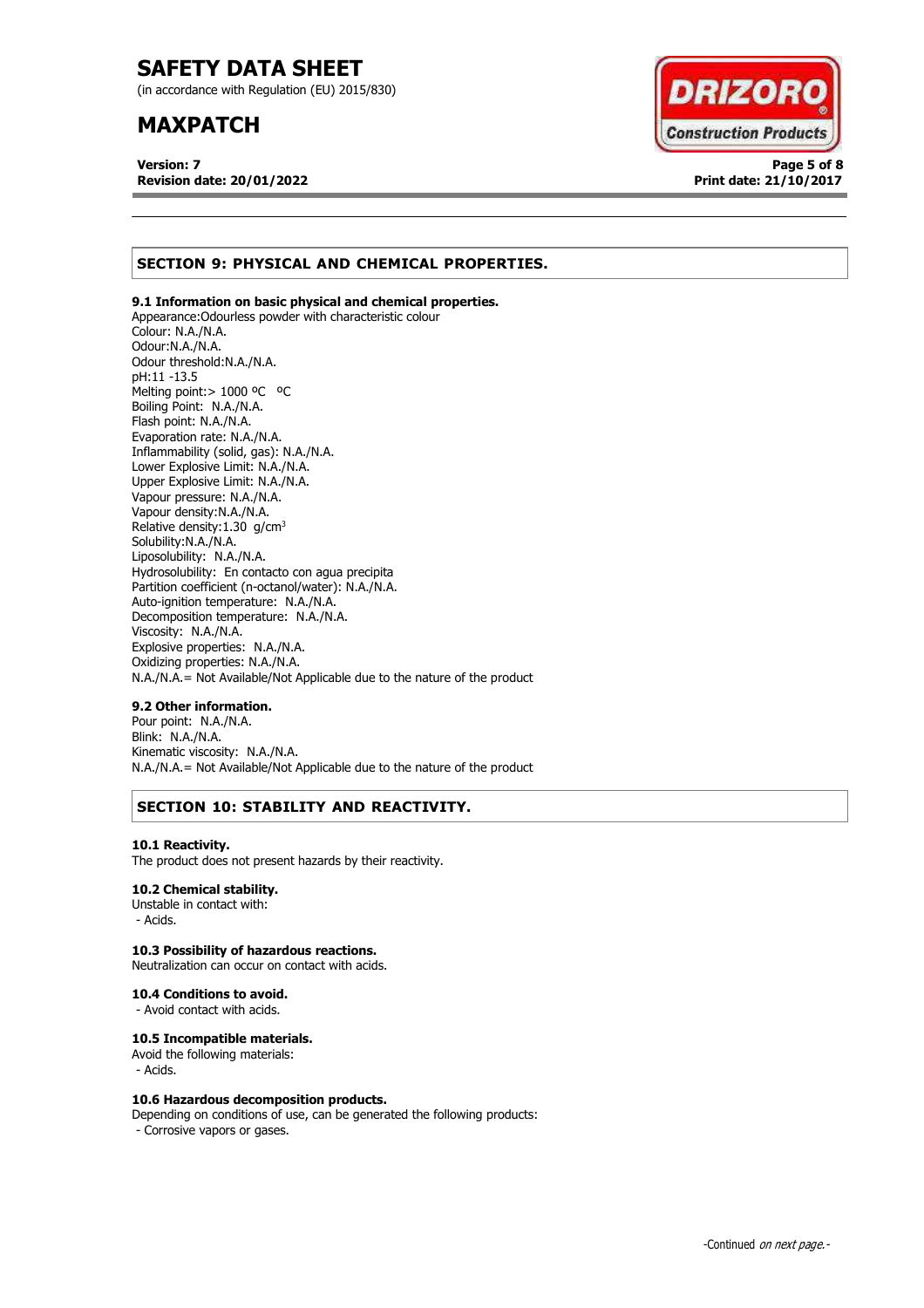## SECTION 9: PHYSICAL AND CHEMICAL PROPERTIES.

**9.1 Information on basic physical and chemical properties.**

Appearance:Odourless powder with characteristic colour
Colour: N.A./N.A.
Odour:N.A./N.A.
Odour threshold:N.A./N.A.
pH:11 -13.5
Melting point:> 1000 ºC ºC
Boiling Point: N.A./N.A.
Flash point: N.A./N.A.
Evaporation rate: N.A./N.A.
Inflammability (solid, gas): N.A./N.A.
Lower Explosive Limit: N.A./N.A.
Upper Explosive Limit: N.A./N.A.
Vapour pressure: N.A./N.A.
Vapour density:N.A./N.A.
Relative density:1.30 g/cm$^3$
Solubility:N.A./N.A.
Liposolubility: N.A./N.A.
Hydrosolubility: En contacto con agua precipita
Partition coefficient (n-octanol/water): N.A./N.A.
Auto-ignition temperature: N.A./N.A.
Decomposition temperature: N.A./N.A.
Viscosity: N.A./N.A.
Explosive properties: N.A./N.A.
Oxidizing properties: N.A./N.A.
N.A./N.A.= Not Available/Not Applicable due to the nature of the product

**9.2 Other information.**

Pour point: N.A./N.A.
Blink: N.A./N.A.
Kinematic viscosity: N.A./N.A.
N.A./N.A.= Not Available/Not Applicable due to the nature of the product

## SECTION 10: STABILITY AND REACTIVITY.

**10.1 Reactivity.**

The product does not present hazards by their reactivity.

**10.2 Chemical stability.**

Unstable in contact with:
- Acids.

**10.3 Possibility of hazardous reactions.**

Neutralization can occur on contact with acids.

**10.4 Conditions to avoid.**

- Avoid contact with acids.

**10.5 Incompatible materials.**

Avoid the following materials:
- Acids.

**10.6 Hazardous decomposition products.**

Depending on conditions of use, can be generated the following products:
- Corrosive vapors or gases.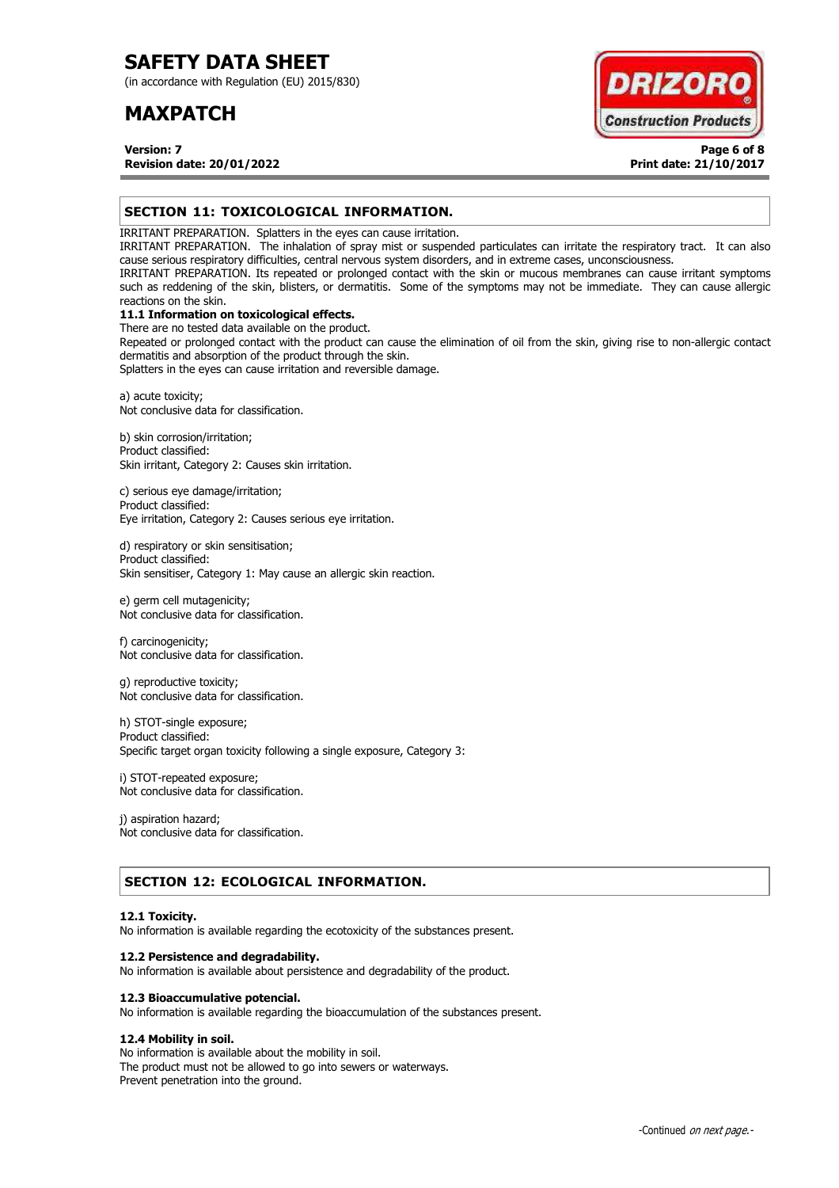## SECTION 11: TOXICOLOGICAL INFORMATION.

IRRITANT PREPARATION. Splatters in the eyes can cause irritation.
IRRITANT PREPARATION. The inhalation of spray mist or suspended particulates can irritate the respiratory tract. It can also cause serious respiratory difficulties, central nervous system disorders, and in extreme cases, unconsciousness.
IRRITANT PREPARATION. Its repeated or prolonged contact with the skin or mucous membranes can cause irritant symptoms such as reddening of the skin, blisters, or dermatitis. Some of the symptoms may not be immediate. They can cause allergic reactions on the skin.

### 11.1 Information on toxicological effects.

There are no tested data available on the product.
Repeated or prolonged contact with the product can cause the elimination of oil from the skin, giving rise to non-allergic contact dermatitis and absorption of the product through the skin.
Splatters in the eyes can cause irritation and reversible damage.

a) acute toxicity;
Not conclusive data for classification.

b) skin corrosion/irritation;
Product classified:
Skin irritant, Category 2: Causes skin irritation.

c) serious eye damage/irritation;
Product classified:
Eye irritation, Category 2: Causes serious eye irritation.

d) respiratory or skin sensitisation;
Product classified:
Skin sensitiser, Category 1: May cause an allergic skin reaction.

e) germ cell mutagenicity;
Not conclusive data for classification.

f) carcinogenicity;
Not conclusive data for classification.

g) reproductive toxicity;
Not conclusive data for classification.

h) STOT-single exposure;
Product classified:
Specific target organ toxicity following a single exposure, Category 3:

i) STOT-repeated exposure;
Not conclusive data for classification.

j) aspiration hazard;
Not conclusive data for classification.

## SECTION 12: ECOLOGICAL INFORMATION.

### 12.1 Toxicity.

No information is available regarding the ecotoxicity of the substances present.

### 12.2 Persistence and degradability.

No information is available about persistence and degradability of the product.

### 12.3 Bioaccumulative potencial.

No information is available regarding the bioaccumulation of the substances present.

### 12.4 Mobility in soil.

No information is available about the mobility in soil.
The product must not be allowed to go into sewers or waterways.
Prevent penetration into the ground.

-Continued *on next page.*-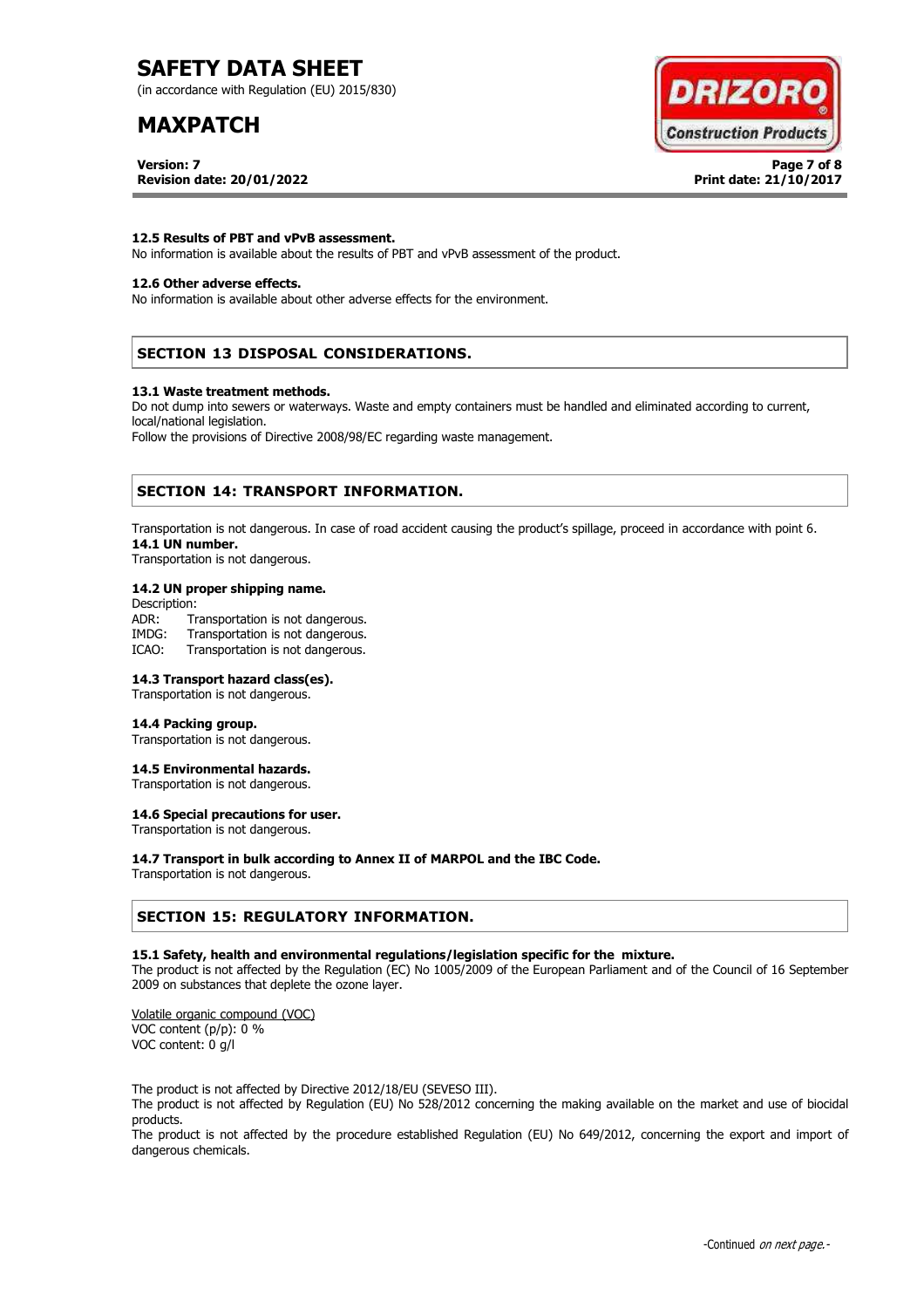### 12.5 Results of PBT and vPvB assessment.

No information is available about the results of PBT and vPvB assessment of the product.

### 12.6 Other adverse effects.

No information is available about other adverse effects for the environment.

## SECTION 13 DISPOSAL CONSIDERATIONS.

### 13.1 Waste treatment methods.

Do not dump into sewers or waterways. Waste and empty containers must be handled and eliminated according to current, local/national legislation.

Follow the provisions of Directive 2008/98/EC regarding waste management.

## SECTION 14: TRANSPORT INFORMATION.

Transportation is not dangerous. In case of road accident causing the product's spillage, proceed in accordance with point 6.

### 14.1 UN number.

Transportation is not dangerous.

### 14.2 UN proper shipping name.

Description:

ADR: Transportation is not dangerous.
IMDG: Transportation is not dangerous.
ICAO: Transportation is not dangerous.

### 14.3 Transport hazard class(es).

Transportation is not dangerous.

### 14.4 Packing group.

Transportation is not dangerous.

### 14.5 Environmental hazards.

Transportation is not dangerous.

### 14.6 Special precautions for user.

Transportation is not dangerous.

### 14.7 Transport in bulk according to Annex II of MARPOL and the IBC Code.

Transportation is not dangerous.

## SECTION 15: REGULATORY INFORMATION.

### 15.1 Safety, health and environmental regulations/legislation specific for the mixture.

The product is not affected by the Regulation (EC) No 1005/2009 of the European Parliament and of the Council of 16 September 2009 on substances that deplete the ozone layer.

Volatile organic compound (VOC)
VOC content (p/p): 0 %
VOC content: 0 g/l

The product is not affected by Directive 2012/18/EU (SEVESO III).

The product is not affected by Regulation (EU) No 528/2012 concerning the making available on the market and use of biocidal products.

The product is not affected by the procedure established Regulation (EU) No 649/2012, concerning the export and import of dangerous chemicals.

-Continued *on next page.*-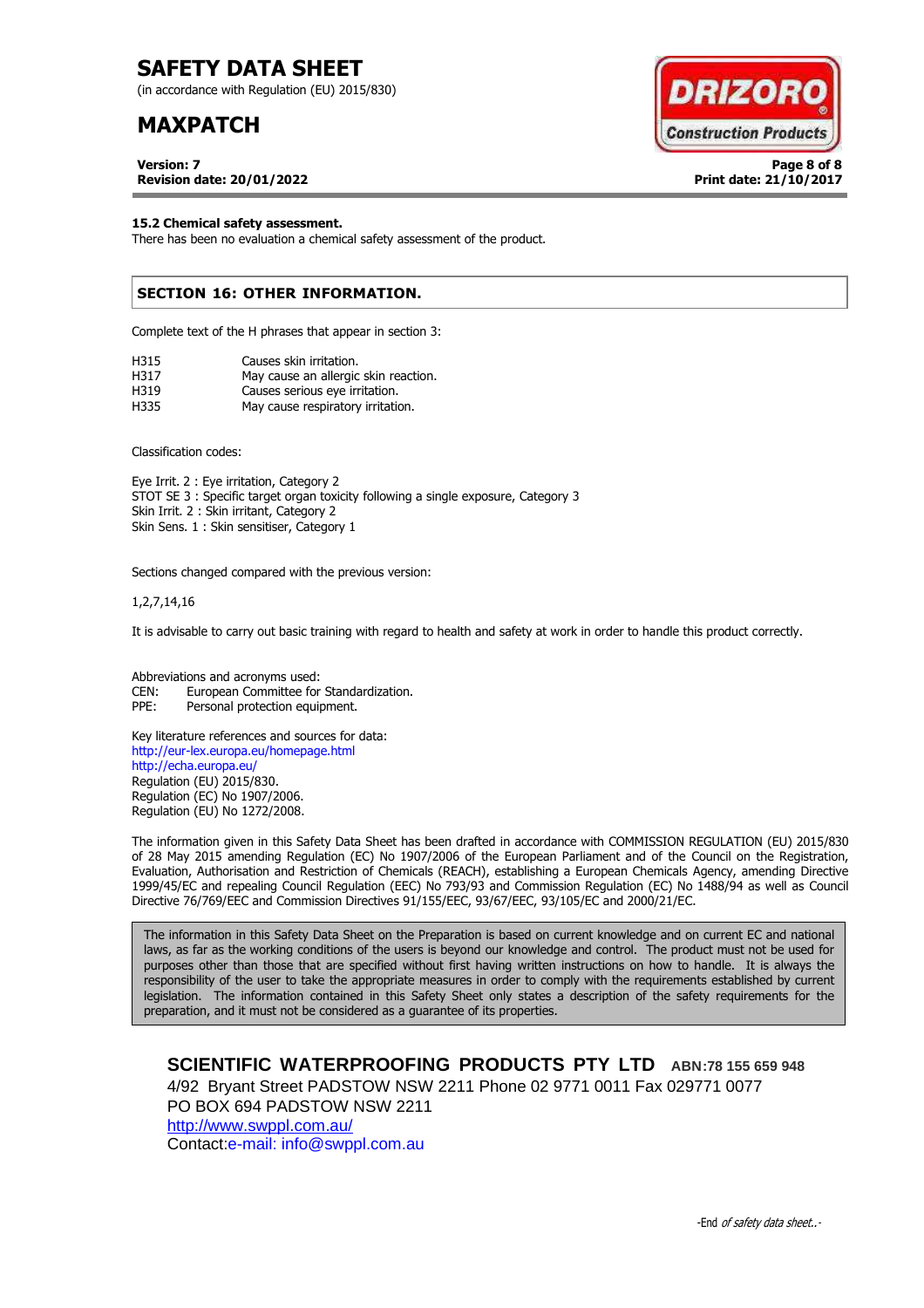**15.2 Chemical safety assessment.**

There has been no evaluation a chemical safety assessment of the product.

## SECTION 16: OTHER INFORMATION.

Complete text of the H phrases that appear in section 3:

| | |
|---|---|
| H315 | Causes skin irritation. |
| H317 | May cause an allergic skin reaction. |
| H319 | Causes serious eye irritation. |
| H335 | May cause respiratory irritation. |

Classification codes:

Eye Irrit. 2 : Eye irritation, Category 2
STOT SE 3 : Specific target organ toxicity following a single exposure, Category 3
Skin Irrit. 2 : Skin irritant, Category 2
Skin Sens. 1 : Skin sensitiser, Category 1

Sections changed compared with the previous version:

1,2,7,14,16

It is advisable to carry out basic training with regard to health and safety at work in order to handle this product correctly.

Abbreviations and acronyms used:
CEN: European Committee for Standardization.
PPE: Personal protection equipment.

Key literature references and sources for data:
http://eur-lex.europa.eu/homepage.html
http://echa.europa.eu/
Regulation (EU) 2015/830.
Regulation (EC) No 1907/2006.
Regulation (EU) No 1272/2008.

The information given in this Safety Data Sheet has been drafted in accordance with COMMISSION REGULATION (EU) 2015/830 of 28 May 2015 amending Regulation (EC) No 1907/2006 of the European Parliament and of the Council on the Registration, Evaluation, Authorisation and Restriction of Chemicals (REACH), establishing a European Chemicals Agency, amending Directive 1999/45/EC and repealing Council Regulation (EEC) No 793/93 and Commission Regulation (EC) No 1488/94 as well as Council Directive 76/769/EEC and Commission Directives 91/155/EEC, 93/67/EEC, 93/105/EC and 2000/21/EC.

The information in this Safety Data Sheet on the Preparation is based on current knowledge and on current EC and national laws, as far as the working conditions of the users is beyond our knowledge and control. The product must not be used for purposes other than those that are specified without first having written instructions on how to handle. It is always the responsibility of the user to take the appropriate measures in order to comply with the requirements established by current legislation. The information contained in this Safety Sheet only states a description of the safety requirements for the preparation, and it must not be considered as a guarantee of its properties.

**SCIENTIFIC WATERPROOFING PRODUCTS PTY LTD** **ABN:78 155 659 948**
4/92 Bryant Street PADSTOW NSW 2211 Phone 02 9771 0011 Fax 029771 0077
PO BOX 694 PADSTOW NSW 2211
http://www.swppl.com.au/
Contact:e-mail: info@swppl.com.au

-End *of safety data sheet..-*